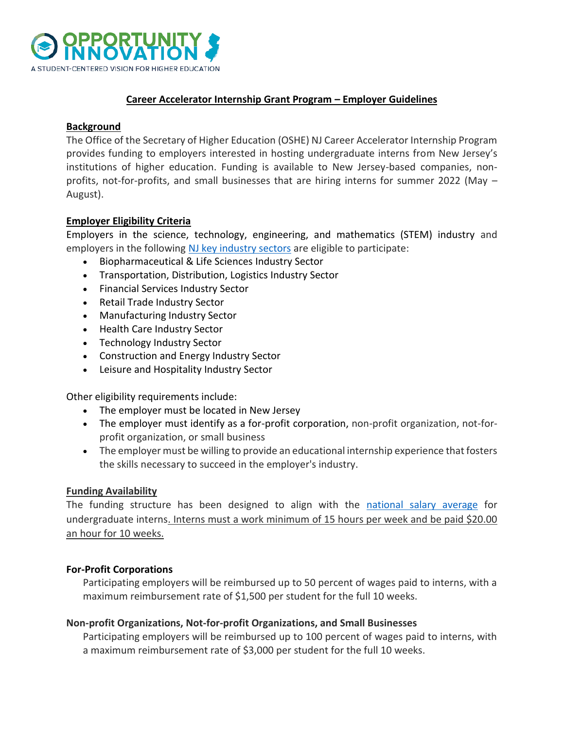OPPORTUNITY INNOVATION
A STUDENT-CENTERED VISION FOR HIGHER EDUCATION

# Career Accelerator Internship Grant Program – Employer Guidelines

## Background

The Office of the Secretary of Higher Education (OSHE) NJ Career Accelerator Internship Program provides funding to employers interested in hosting undergraduate interns from New Jersey's institutions of higher education. Funding is available to New Jersey-based companies, non-profits, not-for-profits, and small businesses that are hiring interns for summer 2022 (May – August).

## Employer Eligibility Criteria

Employers in the science, technology, engineering, and mathematics (STEM) industry and employers in the following NJ key industry sectors are eligible to participate:

- Biopharmaceutical & Life Sciences Industry Sector
- Transportation, Distribution, Logistics Industry Sector
- Financial Services Industry Sector
- Retail Trade Industry Sector
- Manufacturing Industry Sector
- Health Care Industry Sector
- Technology Industry Sector
- Construction and Energy Industry Sector
- Leisure and Hospitality Industry Sector

Other eligibility requirements include:

- The employer must be located in New Jersey
- The employer must identify as a for-profit corporation, non-profit organization, not-for-profit organization, or small business
- The employer must be willing to provide an educational internship experience that fosters the skills necessary to succeed in the employer's industry.

## Funding Availability

The funding structure has been designed to align with the national salary average for undergraduate interns. Interns must a work minimum of 15 hours per week and be paid $20.00 an hour for 10 weeks.

### For-Profit Corporations

Participating employers will be reimbursed up to 50 percent of wages paid to interns, with a maximum reimbursement rate of $1,500 per student for the full 10 weeks.

### Non-profit Organizations, Not-for-profit Organizations, and Small Businesses

Participating employers will be reimbursed up to 100 percent of wages paid to interns, with a maximum reimbursement rate of $3,000 per student for the full 10 weeks.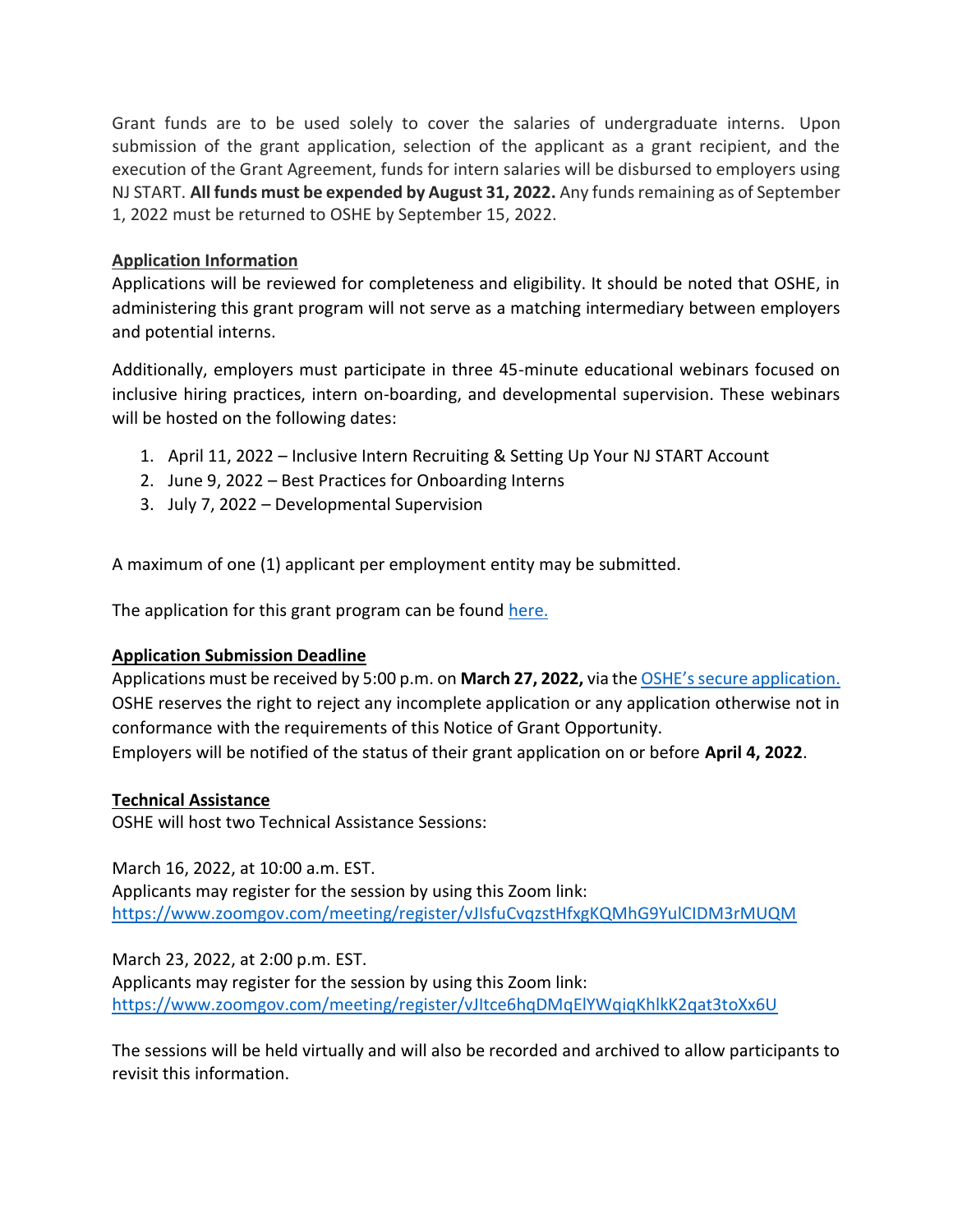Grant funds are to be used solely to cover the salaries of undergraduate interns. Upon submission of the grant application, selection of the applicant as a grant recipient, and the execution of the Grant Agreement, funds for intern salaries will be disbursed to employers using NJ START. **All funds must be expended by August 31, 2022.** Any funds remaining as of September 1, 2022 must be returned to OSHE by September 15, 2022.

**Application Information**

Applications will be reviewed for completeness and eligibility. It should be noted that OSHE, in administering this grant program will not serve as a matching intermediary between employers and potential interns.

Additionally, employers must participate in three 45-minute educational webinars focused on inclusive hiring practices, intern on-boarding, and developmental supervision. These webinars will be hosted on the following dates:

1. April 11, 2022 – Inclusive Intern Recruiting & Setting Up Your NJ START Account
2. June 9, 2022 – Best Practices for Onboarding Interns
3. July 7, 2022 – Developmental Supervision

A maximum of one (1) applicant per employment entity may be submitted.

The application for this grant program can be found here.

**Application Submission Deadline**

Applications must be received by 5:00 p.m. on **March 27, 2022,** via the OSHE's secure application. OSHE reserves the right to reject any incomplete application or any application otherwise not in conformance with the requirements of this Notice of Grant Opportunity.
Employers will be notified of the status of their grant application on or before **April 4, 2022**.

**Technical Assistance**

OSHE will host two Technical Assistance Sessions:

March 16, 2022, at 10:00 a.m. EST.
Applicants may register for the session by using this Zoom link:
https://www.zoomgov.com/meeting/register/vJIsfuCvqzstHfxgKQMhG9YulCIDM3rMUQM

March 23, 2022, at 2:00 p.m. EST.
Applicants may register for the session by using this Zoom link:
https://www.zoomgov.com/meeting/register/vJItce6hqDMqElYWqiqKhlkK2qat3toXx6U

The sessions will be held virtually and will also be recorded and archived to allow participants to revisit this information.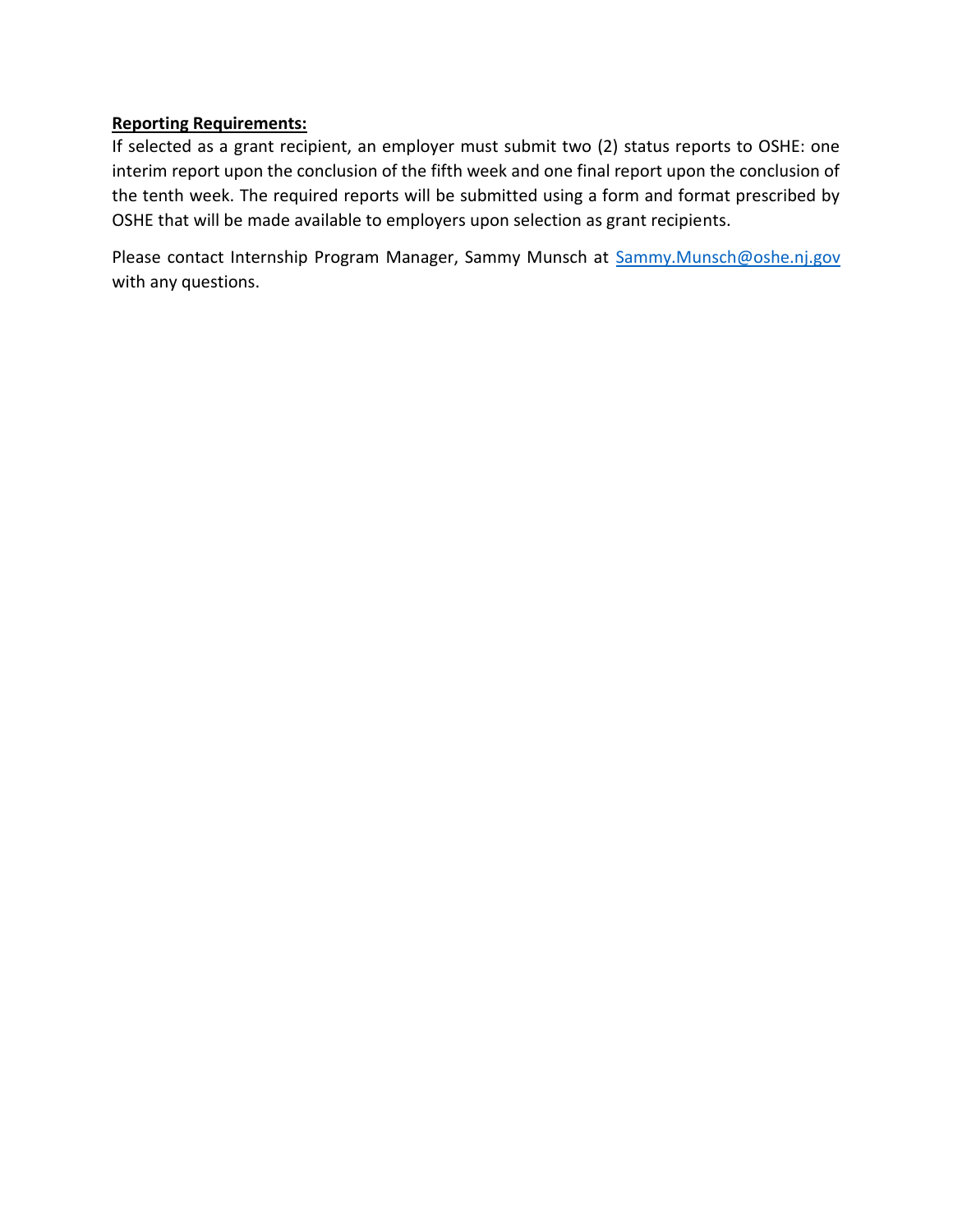**Reporting Requirements:**

If selected as a grant recipient, an employer must submit two (2) status reports to OSHE: one interim report upon the conclusion of the fifth week and one final report upon the conclusion of the tenth week. The required reports will be submitted using a form and format prescribed by OSHE that will be made available to employers upon selection as grant recipients.

Please contact Internship Program Manager, Sammy Munsch at [Sammy.Munsch@oshe.nj.gov](mailto:Sammy.Munsch@oshe.nj.gov) with any questions.